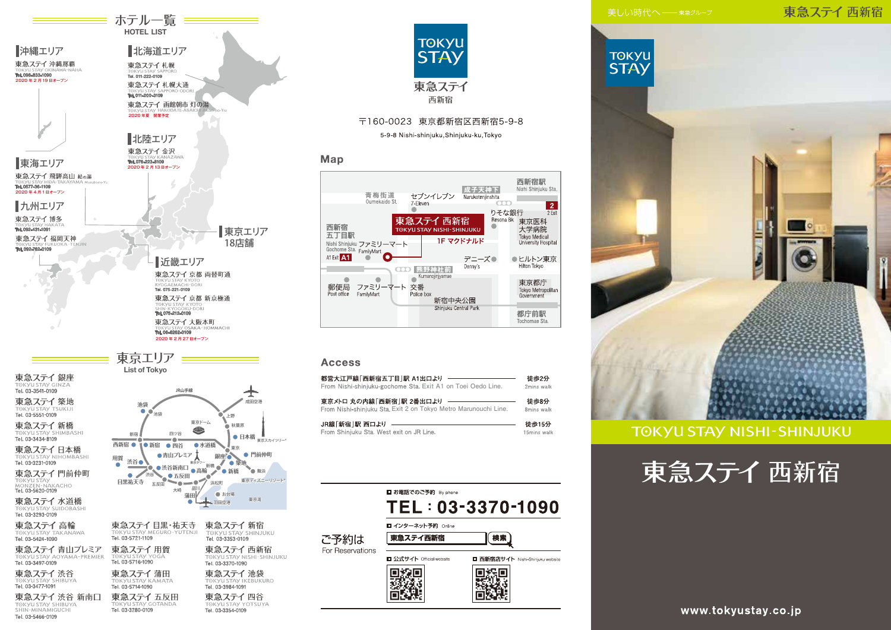# ホテル一覧
HOTEL LIST

## 沖縄エリア

東急ステイ 沖縄那覇
TOKYU STAY OKINAWA-NAHA
Tel. 098-833-1090
2020年2月19日オープン

## 北海道エリア

東急ステイ 札幌
TOKYU STAY SAPPORO
Tel. 011-222-0109

東急ステイ 札幌大通
TOKYU STAY SAPPORO-ODORI
Tel. 011-200-3109

東急ステイ 函館朝市 灯の湯
TOKYU STAY HAKODATE-ASAICHI Akari-no-Yu
2020年夏 開業予定

## 北陸エリア

東急ステイ 金沢
TOKYU STAY KANAZAWA
Tel. 076-223-8109
2020年2月13日オープン

## 東海エリア

東急ステイ 飛騨高山 結の湯
TOKYU STAY HIDA-TAKAYAMA Musubi-no-Yu
Tel. 0577-36-1109
2020年4月1日オープン

## 九州エリア

東急ステイ 博多
TOKYU STAY HAKATA
Tel. 092-431-1091

東急ステイ 福岡天神
TOKYU STAY FUKUOKA-TENJIN
Tel. 092-762-0109

## 東京エリア
18店舗

## 近畿エリア

東急ステイ 京都 両替町通
TOKYU STAY KYOTO RYOGAEMACHI-DORI
Tel. 075-221-0109

東急ステイ 京都 新京極通
TOKYU STAY KYOTO SHIN-KYOGOKU-DORI
Tel. 075-212-0109

東急ステイ 大阪本町
TOKYU STAY OSAKA-HOMMACHI
Tel. 06-6262-0109
2020年2月27日オープン

# 東京エリア
List of Tokyo

東急ステイ 銀座
TOKYU STAY GINZA
Tel. 03-3541-0109

東急ステイ 築地
TOKYU STAY TSUKIJI
Tel. 03-5551-0109

東急ステイ 新橋
TOKYU STAY SHIMBASHI
Tel. 03-3434-8109

東急ステイ 日本橋
TOKYU STAY NIHOMBASHI
Tel. 03-3231-0109

東急ステイ 門前仲町
TOKYU STAY MONZEN-NAKACHO
Tel. 03-5620-0109

東急ステイ 水道橋
TOKYU STAY SUIDOBASHI
Tel. 03-3293-0109

東急ステイ 高輪
TOKYU STAY TAKANAWA
Tel. 03-5424-1090

東急ステイ 青山プレミア
TOKYU STAY AOYAMA-PREMIER
Tel. 03-3497-0109

東急ステイ 渋谷
TOKYU STAY SHIBUYA
Tel. 03-3477-1091

東急ステイ 渋谷 新南口
TOKYU STAY SHIBUYA SHIN-MINAMIGUCHI
Tel. 03-5466-0109

東急ステイ 目黒・祐天寺
TOKYU STAY MEGURO-YUTENJI
Tel. 03-5721-1109

東急ステイ 用賀
TOKYU STAY YOGA
Tel. 03-5716-1090

東急ステイ 蒲田
TOKYU STAY KAMATA
Tel. 03-5714-1090

東急ステイ 五反田
TOKYU STAY GOTANDA
Tel. 03-3280-0109

東急ステイ 新宿
TOKYU STAY SHINJUKU
Tel. 03-3353-0109

東急ステイ 西新宿
TOKYU STAY NISHI-SHINJUKU
Tel. 03-3370-1090

東急ステイ 池袋
TOKYU STAY IKEBUKURO
Tel. 03-3984-1091

東急ステイ 四谷
TOKYU STAY YOTSUYA
Tel. 03-3354-0109

---

TOKYU STAY
東急ステイ
西新宿

〒160-0023 東京都新宿区西新宿5-9-8
5-9-8 Nishi-shinjuku,Shinjuku-ku,Tokyo

## Map

## Access

| | |
|---|---|
| 都営大江戸線「西新宿五丁目」駅 A1出口より<br>From Nishi-shinjuku-gochome Sta. Exit A1 on Toei Oedo Line. | 徒歩2分<br>2mins walk |
| 東京メトロ 丸の内線「西新宿」駅 2番出口より<br>From Nishi-shinjuku Sta. Exit 2 on Tokyo Metro Marunouchi Line. | 徒歩8分<br>8mins walk |
| JR線「新宿」駅 西口より<br>From Shinjuku Sta. West exit on JR Line. | 徒歩15分<br>15mins walk |

## ご予約は
For Reservations

■ お電話でのご予約 By phone
**TEL：03-3370-1090**

■ インターネット予約 Online
東急ステイ西新宿 検索

■ 公式サイト Official website
■ 西新宿店サイト Nishi-Shinjuku website

---

美しい時代へ —— 東急グループ

東急ステイ 西新宿

TOKYU STAY

TOKYU STAY NISHI-SHINJUKU

# 東急ステイ 西新宿

www.tokyustay.co.jp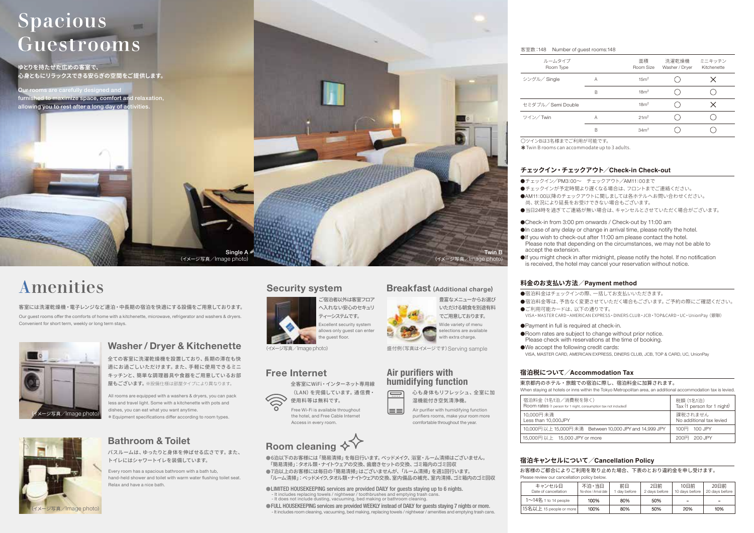# Spacious Guestrooms

ゆとりを持たせた広めの客室で、
心身ともにリラックスできる安らぎの空間をご提供します。

Our rooms are carefully designed and furnished to maximize space, comfort and relaxation, allowing you to rest after a long day of activities.

Single A
(イメージ写真／Image photo)

Twin B
(イメージ写真／Image photo)

# Amenities

客室には洗濯乾燥機・電子レンジなど連泊・中長期の宿泊を快適にする設備をご用意しております。

Our guest rooms offer the comforts of home with a kitchenette, microwave, refrigerator and washers & dryers. Convenient for short term, weekly or long term stays.

## Washer / Dryer & Kitchenette

全ての客室に洗濯乾燥機を設置しており、長期の滞在も快適にお過ごしいただけます。また、手軽に使用できるミニキッチンと、簡単な調理器具や食器をご用意しているお部屋もございます。※設備仕様は部屋タイプにより異なります。

All rooms are equipped with a washers & dryers, you can pack less and travel light. Some with a kitchenette with pots and dishes, you can eat what you want anytime.
* Equipment specifications differ according to room types.

(イメージ写真／Image photo)

## Bathroom & Toilet

バスルームは、ゆったりと身体を伸ばせる広さです。また、トイレにはシャワートイレを装備しています。

Every room has a spacious bathroom with a bath tub, hand-held shower and toilet with warm water flushing toilet seat. Relax and have a nice bath.

(イメージ写真／Image photo)

## Security system

ご宿泊者以外は客室フロアへ入れない安心のセキュリティーシステムです。

Excellent security system allows only guest can enter the guest floor.

(イメージ写真／Image photo)

## Breakfast (Additional charge)

豊富なメニューからお選びいただける朝食を別途有料でご用意しております。

Wide variety of menu selections are available with extra charge.

盛付例(写真はイメージです) Serving sample

## Free Internet

全客室にWiFi・インターネット専用線（LAN）を完備しています。通信費・使用料等は無料です。

Free Wi-Fi is available throughout the hotel, and Free Cable Internet Access in every room.

## Air purifiers with humidifying function

心も身体もリフレッシュ、全室に加湿機能付き空気清浄機。

Air purifier with humidifying function purifiers rooms, make your room more comfortable throughout the year.

## Room cleaning

●6泊以下のお客様には「簡易清掃」を毎日行います。ベッドメイク、浴室・ルーム清掃はございません。
「簡易清掃」：タオル類・ナイトウェアの交換、歯磨きセットの交換、ゴミ箱内のゴミ回収
●7泊以上のお客様には毎日の「簡易清掃」はございませんが、「ルーム清掃」を週1回行います。
「ルーム清掃」：ベッドメイク、タオル類・ナイトウェアの交換、室内備品の補充、室内清掃、ゴミ箱内のゴミ回収

●LIMITED HOUSEKEEPING services are provided DAILY for guests staying up to 6 nights.
- It includes replacing towels / nightwear / toothbrushes and emptying trash cans.
- It does not include dusting, vacuuming, bed making or bathroom cleaning.
●FULL HOUSEKEEPING services are provided WEEKLY instead of DAILY for guests staying 7 nights or more.
- It includes room cleaning, vacuuming, bed making, replacing towels / nightwear / amenities and emptying trash cans.

客室数：148　Number of guest rooms:148

| ルームタイプ Room Type | | 面積 Room Size | 洗濯乾燥機 Washer / Dryer | ミニキッチン Kitchenette |
|---|---|---|---|---|
| シングル／Single | A | 15m² | ○ | × |
| | B | 18m² | ○ | ○ |
| セミダブル／Semi Double | | 18m² | ○ | × |
| ツイン／Twin | A | 21m² | ○ | ○ |
| | B | 34m² | ○ | ○ |

○ツインBは3名様までご利用が可能です。
* Twin B rooms can accommodate up to 3 adults.

## チェックイン・チェックアウト／Check-in Check-out

●チェックイン／PM3:00～　チェックアウト／AM11:00まで
●チェックインが予定時間より遅くなる場合は、フロントまでご連絡ください。
●AM11:00以降のチェックアウトに関しましては各ホテルへお問い合わせください。
尚、状況により延長をお受けできない場合もございます。
●当日24時を過ぎてご連絡が無い場合は、キャンセルとさせていただく場合がございます。

●Check-in from 3:00 pm onwards / Check-out by 11:00 am
●In case of any delay or change in arrival time, please notify the hotel.
●If you wish to check-out after 11:00 am please contact the hotel.
Please note that depending on the circumstances, we may not be able to accept the extension.
●If you might check in after midnight, please notify the hotel. If no notification is received, the hotel may cancel your reservation without notice.

## 料金のお支払い方法／Payment method

●宿泊料金はチェックインの際、一括してお支払いいただきます。
●宿泊料金等は、予告なく変更させていただく場合もございます。ご予約の際にご確認ください。
●ご利用可能カードは、以下の通りです。
VISA・MASTER CARD・AMERICAN EXPRESS・DINERS CLUB・JCB・TOP&CARD・UC・UnionPay（銀聯）

●Payment in full is required at check-in.
●Room rates are subject to change without prior notice.
Please check with reservations at the time of booking.
●We accept the following credit cards:
VISA, MASTER CARD, AMERICAN EXPRESS, DINERS CLUB, JCB, TOP & CARD, UC, UnionPay

## 宿泊税について／Accommodation Tax

東京都内のホテル・旅館での宿泊に際し、宿泊料金に加算されます。
When staying at hotels or inns within the Tokyo Metropolitan area, an additional accommodation tax is levied.

| 宿泊料金（1名1泊／消費税を除く） Room rates (1 person for 1 night, consumption tax not included) | 税額（1名1泊） Tax (1 person for 1 night) |
|---|---|
| 10,000円未満 Less than 10,000JPY | 課税されません No additional tax levied |
| 10,000円以上15,000円未満　Between 10,000 JPY and 14,999 JPY | 100円　100 JPY |
| 15,000円以上　15,000 JPY or more | 200円　200 JPY |

## 宿泊キャンセルについて／Cancellation Policy

お客様のご都合によりご利用を取り止めた場合、下表のとおり違約金を申し受けます。
Please review our cancellation policy below.

| キャンセル日 Date of cancellation | 不泊・当日 No show / Arrival date | 前日 1 day before | 2日前 2 days before | 10日前 10 days before | 20日前 20 days before |
|---|---|---|---|---|---|
| 1～14名 1 to 14 people | 100% | 80% | 50% | – | – |
| 15名以上 15 people or more | 100% | 80% | 50% | 20% | 10% |